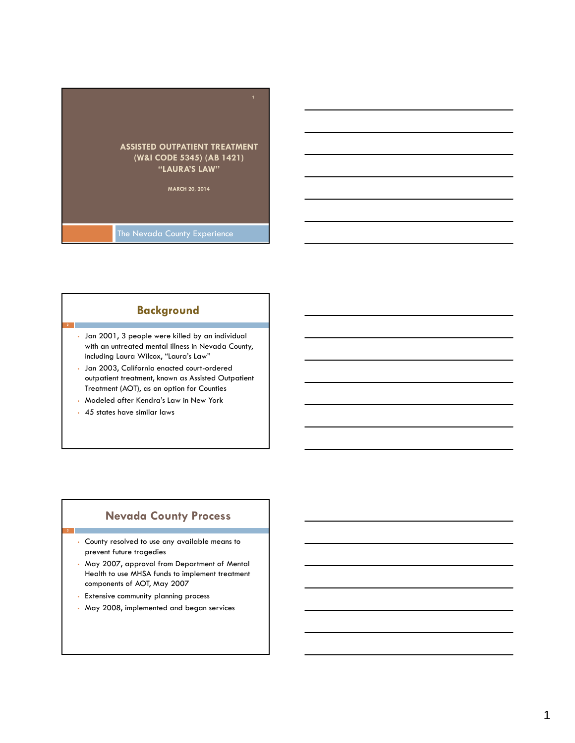# ASSISTED OUTPATIENT TREATMENT (W&I CODE 5345) (AB 1421) "LAURA'S LAW"

MARCH 20, 2014

The Nevada County Experience

## Background

- Jan 2001, 3 people were killed by an individual with an untreated mental illness in Nevada County, including Laura Wilcox, "Laura's Law"
- Jan 2003, California enacted court-ordered outpatient treatment, known as Assisted Outpatient Treatment (AOT), as an option for Counties
- Modeled after Kendra's Law in New York
- 45 states have similar laws

## Nevada County Process

- County resolved to use any available means to prevent future tragedies
- May 2007, approval from Department of Mental Health to use MHSA funds to implement treatment components of AOT, May 2007
- Extensive community planning process
- May 2008, implemented and began services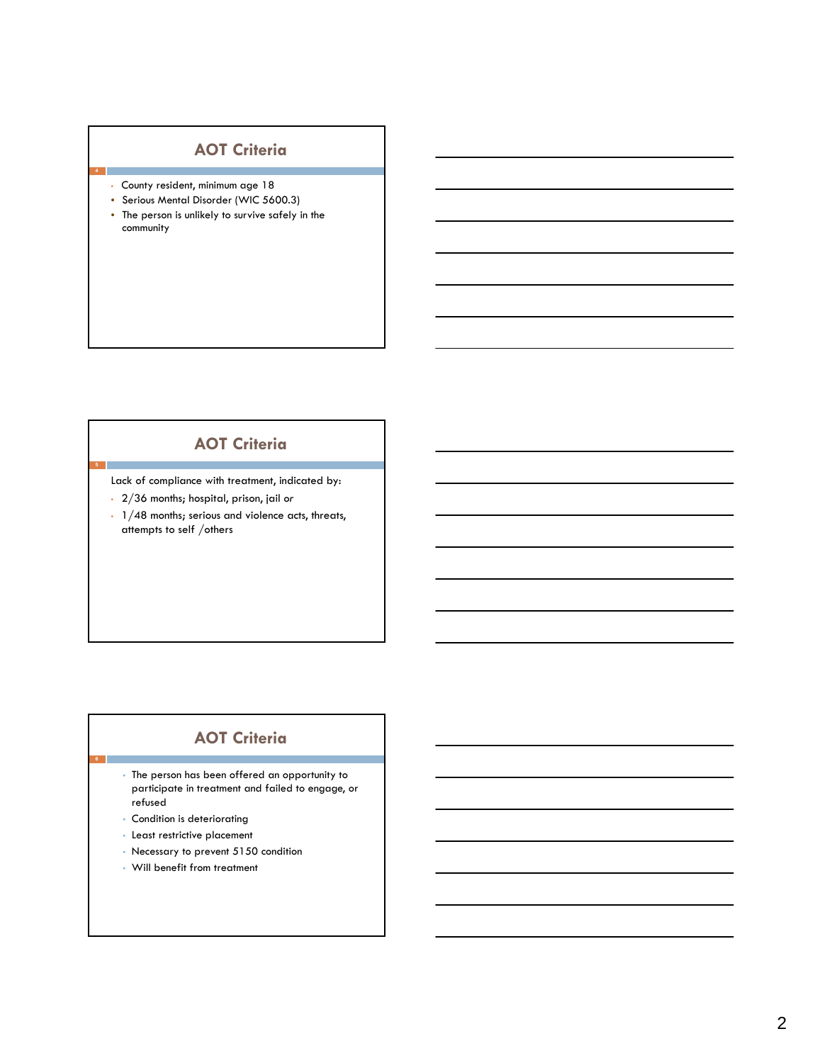## AOT Criteria

- County resident, minimum age 18
- Serious Mental Disorder (WIC 5600.3)
- The person is unlikely to survive safely in the community

## AOT Criteria

Lack of compliance with treatment, indicated by:

- 2/36 months; hospital, prison, jail *or*
- 1/48 months; serious and violence acts, threats, attempts to self /others

## AOT Criteria

- The person has been offered an opportunity to participate in treatment and failed to engage, or refused
- Condition is deteriorating
- Least restrictive placement
- Necessary to prevent 5150 condition
- Will benefit from treatment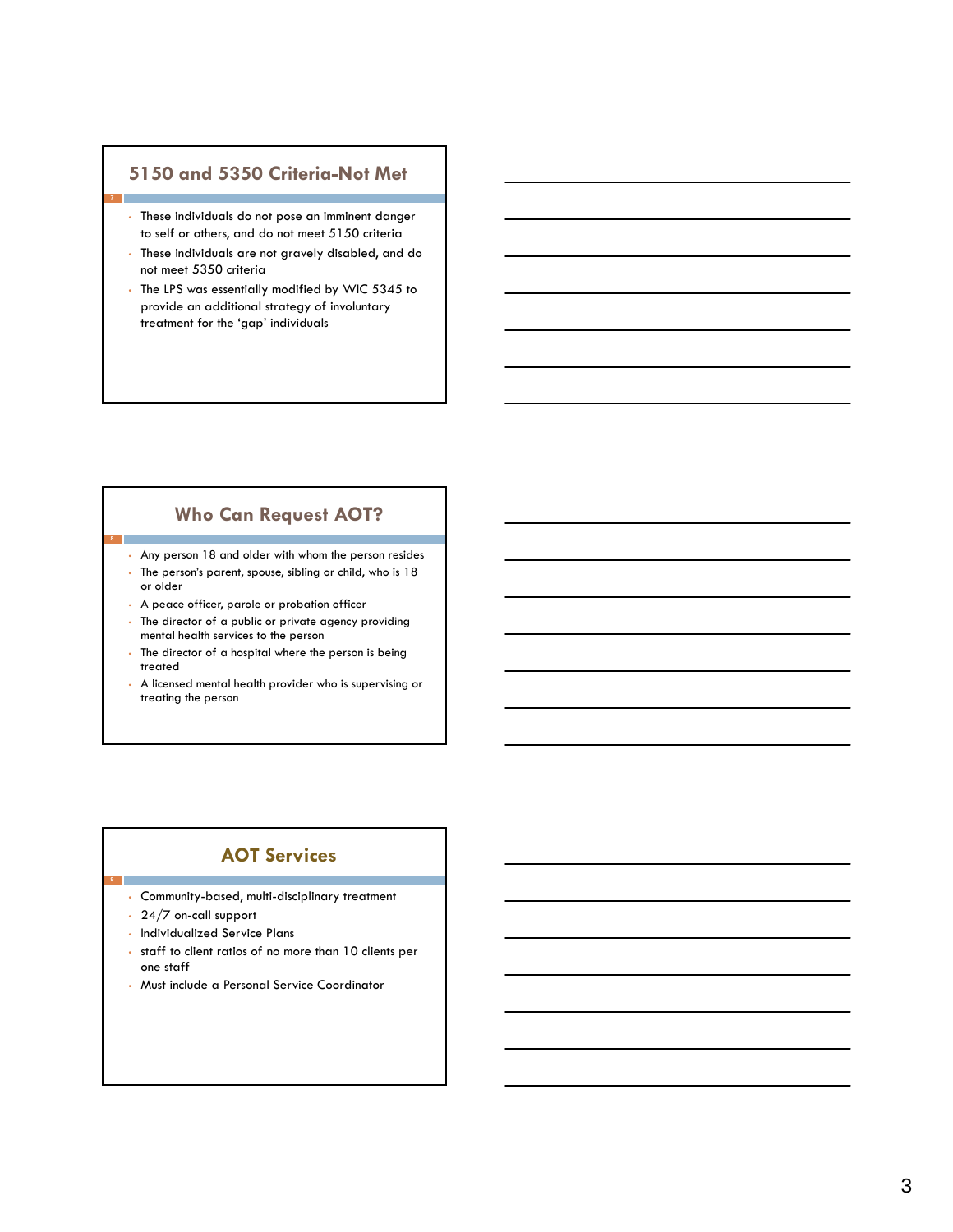## 5150 and 5350 Criteria-Not Met

- These individuals do not pose an imminent danger to self or others, and do not meet 5150 criteria
- These individuals are not gravely disabled, and do not meet 5350 criteria
- The LPS was essentially modified by WIC 5345 to provide an additional strategy of involuntary treatment for the 'gap' individuals

## Who Can Request AOT?

- Any person 18 and older with whom the person resides
- The person's parent, spouse, sibling or child, who is 18 or older
- A peace officer, parole or probation officer
- The director of a public or private agency providing mental health services to the person
- The director of a hospital where the person is being treated
- A licensed mental health provider who is supervising or treating the person

## AOT Services

- Community-based, multi-disciplinary treatment
- 24/7 on-call support
- Individualized Service Plans
- staff to client ratios of no more than 10 clients per one staff
- Must include a Personal Service Coordinator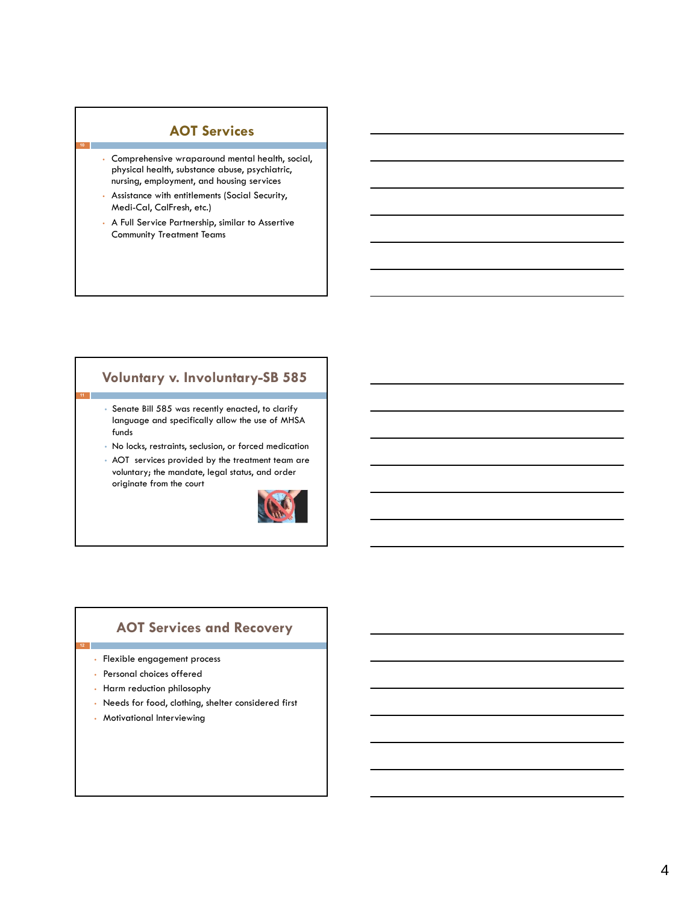## AOT Services

- Comprehensive wraparound mental health, social, physical health, substance abuse, psychiatric, nursing, employment, and housing services
- Assistance with entitlements (Social Security, Medi-Cal, CalFresh, etc.)
- A Full Service Partnership, similar to Assertive Community Treatment Teams

## Voluntary v. Involuntary-SB 585

- Senate Bill 585 was recently enacted, to clarify language and specifically allow the use of MHSA funds
- No locks, restraints, seclusion, or forced medication
- AOT services provided by the treatment team are voluntary; the mandate, legal status, and order originate from the court

## AOT Services and Recovery

- Flexible engagement process
- Personal choices offered
- Harm reduction philosophy
- Needs for food, clothing, shelter considered first
- Motivational Interviewing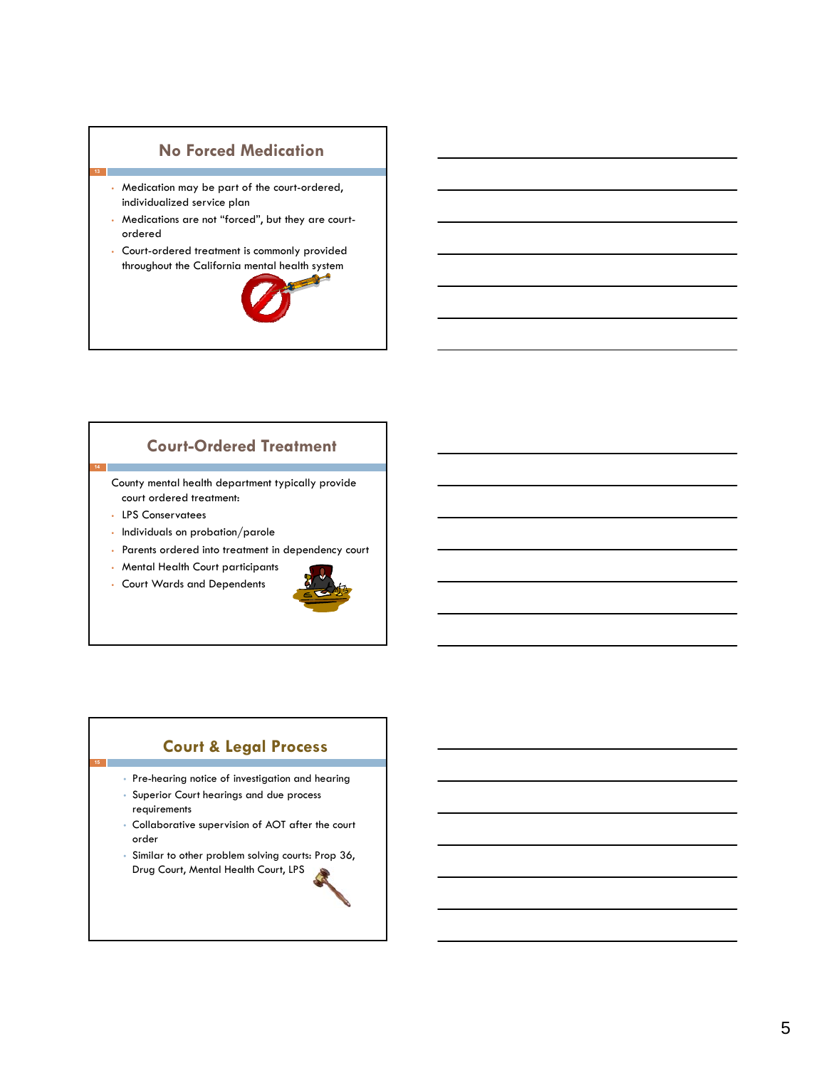## No Forced Medication

- Medication may be part of the court-ordered, individualized service plan
- Medications are not "forced", but they are court-ordered
- Court-ordered treatment is commonly provided throughout the California mental health system

## Court-Ordered Treatment

County mental health department typically provide court ordered treatment:

- LPS Conservatees
- Individuals on probation/parole
- Parents ordered into treatment in dependency court
- Mental Health Court participants
- Court Wards and Dependents

## Court & Legal Process

- Pre-hearing notice of investigation and hearing
- Superior Court hearings and due process requirements
- Collaborative supervision of AOT after the court order
- Similar to other problem solving courts: Prop 36, Drug Court, Mental Health Court, LPS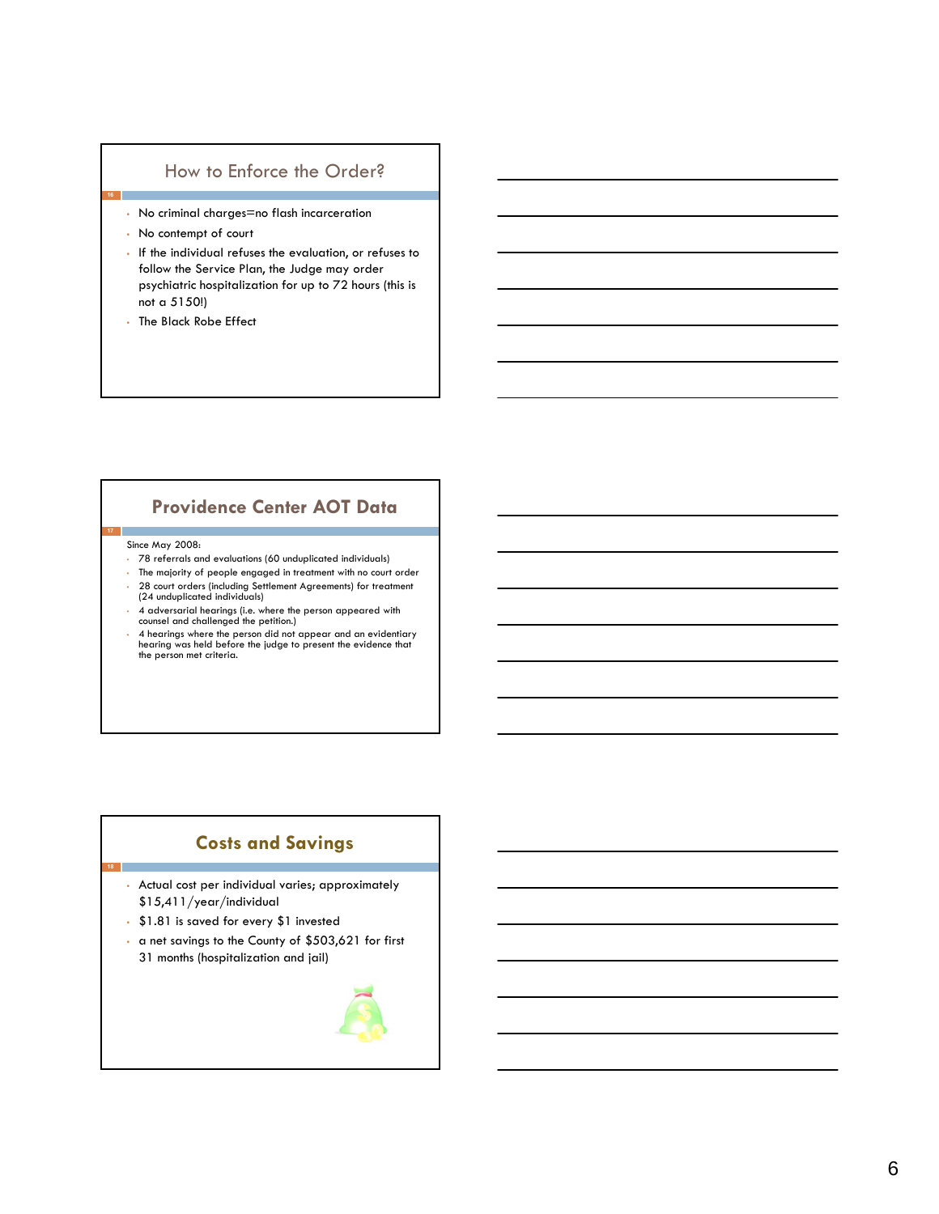## How to Enforce the Order?

- No criminal charges=no flash incarceration
- No contempt of court
- If the individual refuses the evaluation, or refuses to follow the Service Plan, the Judge may order psychiatric hospitalization for up to 72 hours (this is not a 5150!)
- The Black Robe Effect

## Providence Center AOT Data

Since May 2008:

- 78 referrals and evaluations (60 unduplicated individuals)
- The majority of people engaged in treatment with no court order
- 28 court orders (including Settlement Agreements) for treatment (24 unduplicated individuals)
- 4 adversarial hearings (i.e. where the person appeared with counsel and challenged the petition.)
- 4 hearings where the person did not appear and an evidentiary hearing was held before the judge to present the evidence that the person met criteria.

## Costs and Savings

- Actual cost per individual varies; approximately $15,411/year/individual
- $1.81 is saved for every $1 invested
- a net savings to the County of $503,621 for first 31 months (hospitalization and jail)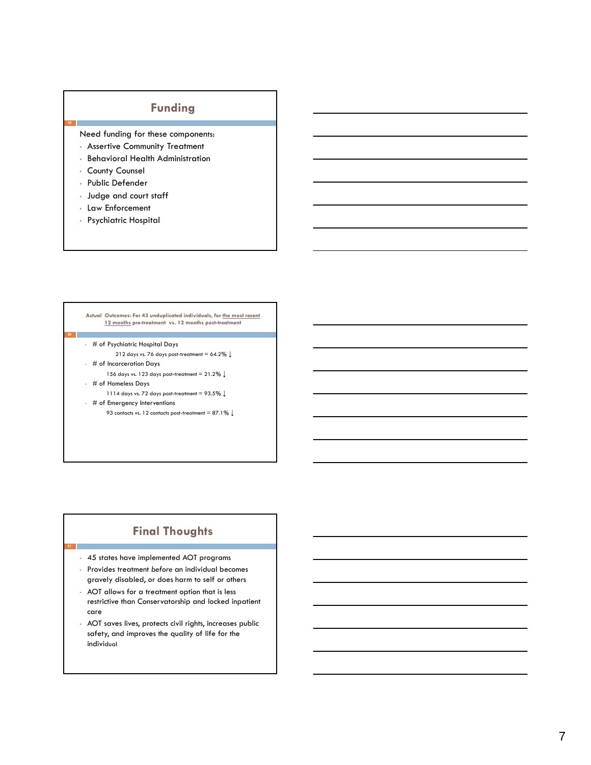## Funding

Need funding for these components:

- Assertive Community Treatment
- Behavioral Health Administration
- County Counsel
- Public Defender
- Judge and court staff
- Law Enforcement
- Psychiatric Hospital

## Actual Outcomes: For 43 unduplicated individuals, for the most recent 12 months pre-treatment vs. 12 months post-treatment

- # of Psychiatric Hospital Days
  - 212 days vs. 76 days post-treatment = 64.2% ↓
- # of Incarceration Days
  - 156 days vs. 123 days post-treatment = 21.2% ↓
- # of Homeless Days
  - 1114 days vs. 72 days post-treatment = 93.5% ↓
- # of Emergency Interventions
  - 93 contacts vs. 12 contacts post-treatment = 87.1% ↓

## Final Thoughts

- 45 states have implemented AOT programs
- Provides treatment *before* an individual becomes gravely disabled, or does harm to self or others
- AOT allows for a treatment option that is less restrictive than Conservatorship and locked inpatient care
- AOT saves lives, protects civil rights, increases public safety, and improves the quality of life for the individual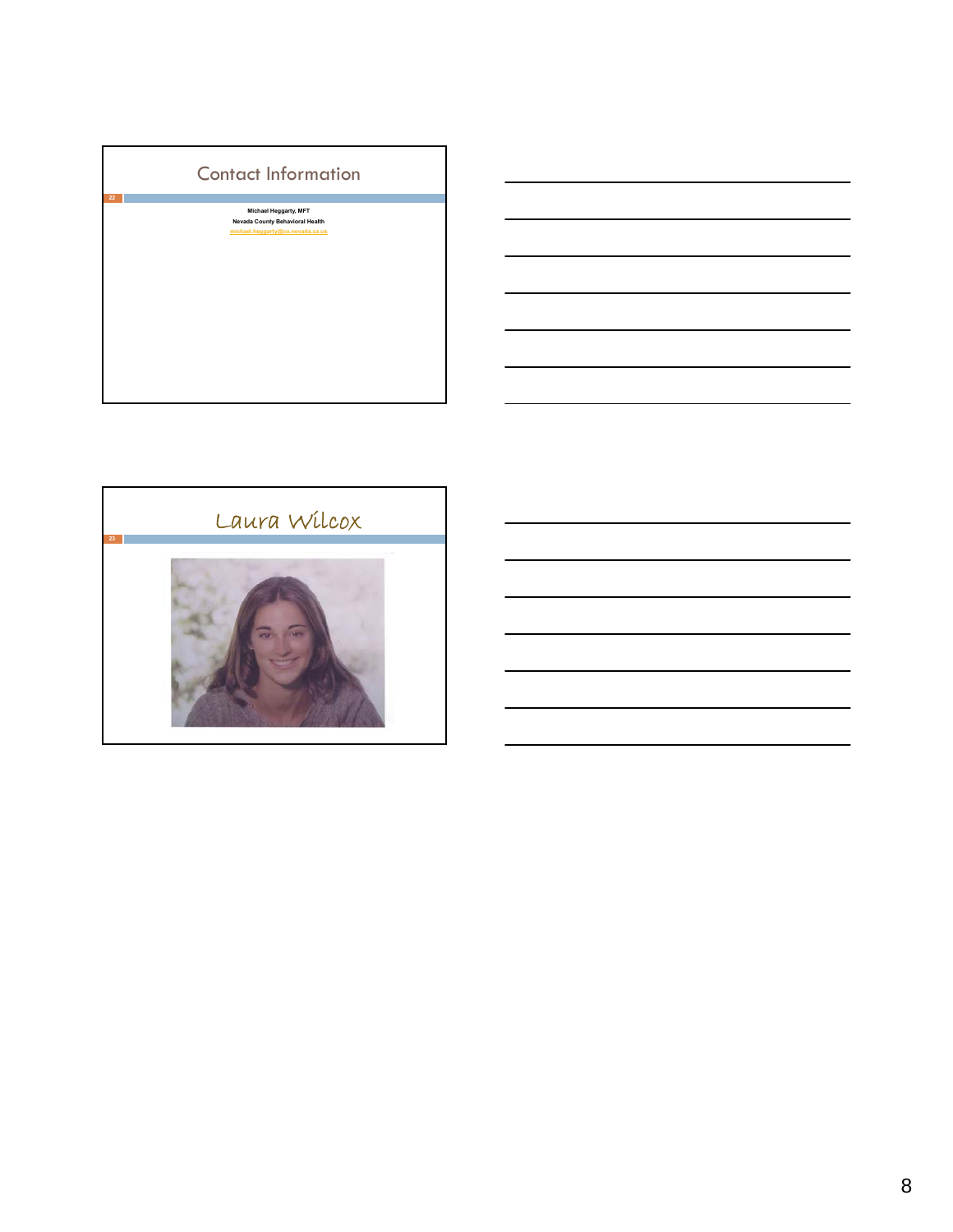## Contact Information

22

**Michael Heggarty, MFT**
**Nevada County Behavioral Health**
michael.heggarty@co.nevada.ca.us

## Laura Wilcox

23